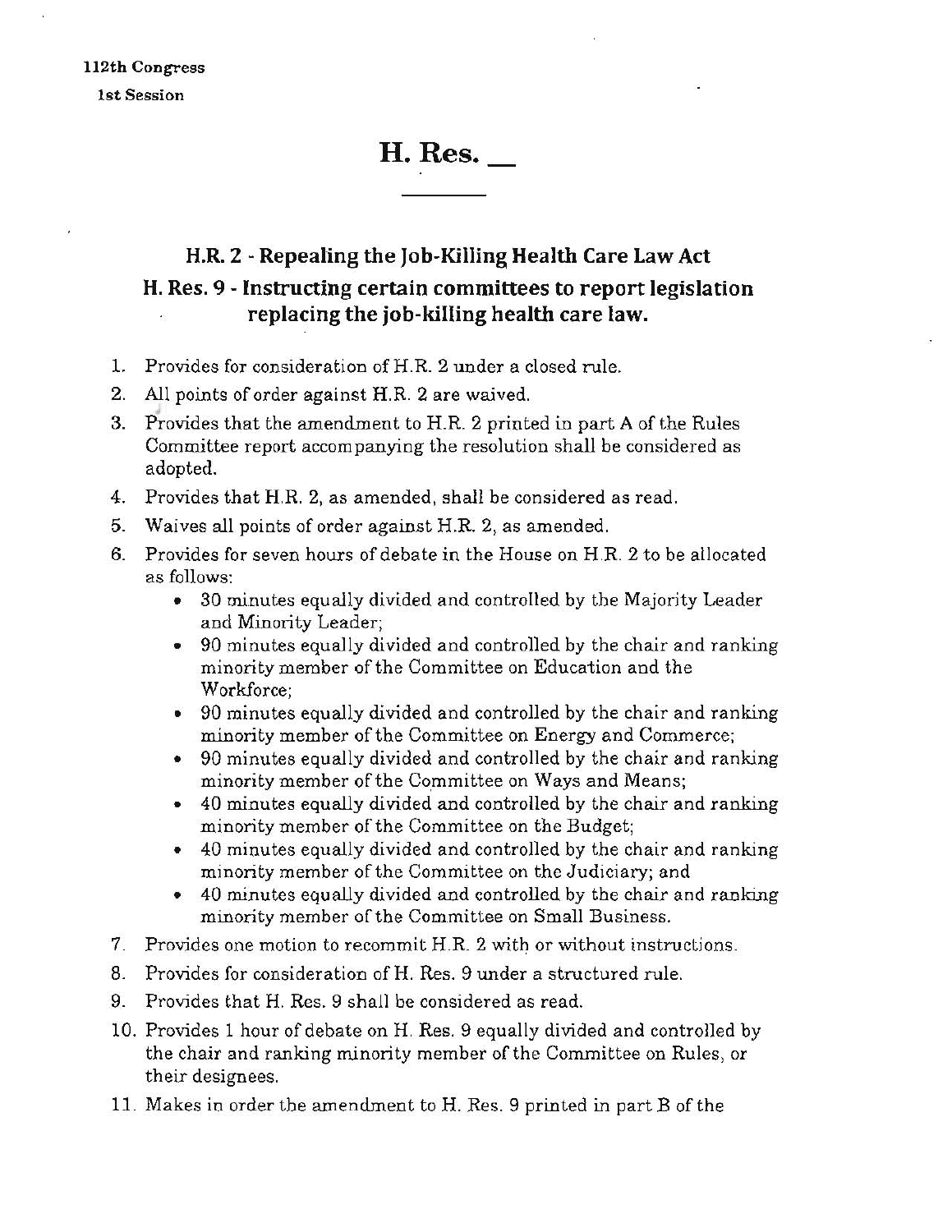112th Congress

1st Session

# H. Res. __

## H.R. 2 - Repealing the Job-Killing Health Care Law Act
## H. Res. 9 - Instructing certain committees to report legislation replacing the job-killing health care law.

1. Provides for consideration of H.R. 2 under a closed rule.
2. All points of order against H.R. 2 are waived.
3. Provides that the amendment to H.R. 2 printed in part A of the Rules Committee report accompanying the resolution shall be considered as adopted.
4. Provides that H.R. 2, as amended, shall be considered as read.
5. Waives all points of order against H.R. 2, as amended.
6. Provides for seven hours of debate in the House on H.R. 2 to be allocated as follows:
   - 30 minutes equally divided and controlled by the Majority Leader and Minority Leader;
   - 90 minutes equally divided and controlled by the chair and ranking minority member of the Committee on Education and the Workforce;
   - 90 minutes equally divided and controlled by the chair and ranking minority member of the Committee on Energy and Commerce;
   - 90 minutes equally divided and controlled by the chair and ranking minority member of the Committee on Ways and Means;
   - 40 minutes equally divided and controlled by the chair and ranking minority member of the Committee on the Budget;
   - 40 minutes equally divided and controlled by the chair and ranking minority member of the Committee on the Judiciary; and
   - 40 minutes equally divided and controlled by the chair and ranking minority member of the Committee on Small Business.
7. Provides one motion to recommit H.R. 2 with or without instructions.
8. Provides for consideration of H. Res. 9 under a structured rule.
9. Provides that H. Res. 9 shall be considered as read.
10. Provides 1 hour of debate on H. Res. 9 equally divided and controlled by the chair and ranking minority member of the Committee on Rules, or their designees.
11. Makes in order the amendment to H. Res. 9 printed in part B of the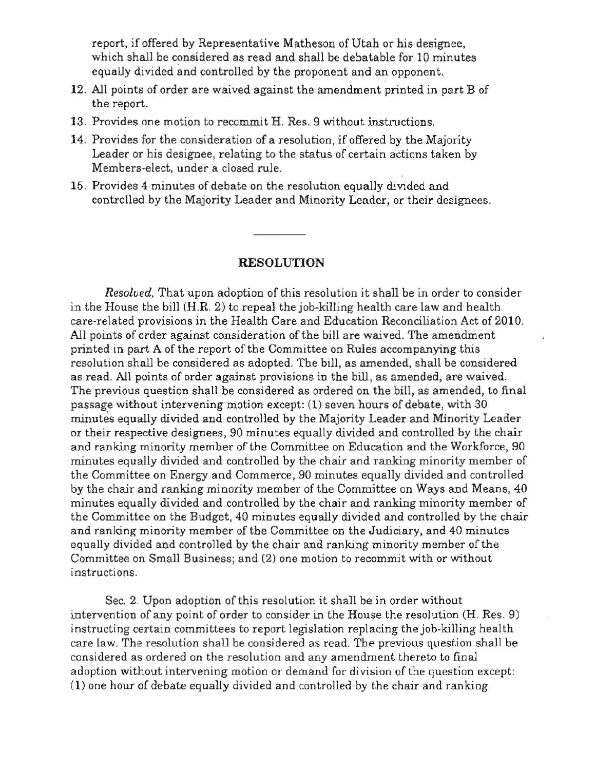report, if offered by Representative Matheson of Utah or his designee, which shall be considered as read and shall be debatable for 10 minutes equally divided and controlled by the proponent and an opponent.

12. All points of order are waived against the amendment printed in part B of the report.
13. Provides one motion to recommit H. Res. 9 without instructions.
14. Provides for the consideration of a resolution, if offered by the Majority Leader or his designee, relating to the status of certain actions taken by Members-elect, under a closed rule.
15. Provides 4 minutes of debate on the resolution equally divided and controlled by the Majority Leader and Minority Leader, or their designees.

---

## RESOLUTION

*Resolved,* That upon adoption of this resolution it shall be in order to consider in the House the bill (H.R. 2) to repeal the job-killing health care law and health care-related provisions in the Health Care and Education Reconciliation Act of 2010. All points of order against consideration of the bill are waived. The amendment printed in part A of the report of the Committee on Rules accompanying this resolution shall be considered as adopted. The bill, as amended, shall be considered as read. All points of order against provisions in the bill, as amended, are waived. The previous question shall be considered as ordered on the bill, as amended, to final passage without intervening motion except: (1) seven hours of debate, with 30 minutes equally divided and controlled by the Majority Leader and Minority Leader or their respective designees, 90 minutes equally divided and controlled by the chair and ranking minority member of the Committee on Education and the Workforce, 90 minutes equally divided and controlled by the chair and ranking minority member of the Committee on Energy and Commerce, 90 minutes equally divided and controlled by the chair and ranking minority member of the Committee on Ways and Means, 40 minutes equally divided and controlled by the chair and ranking minority member of the Committee on the Budget, 40 minutes equally divided and controlled by the chair and ranking minority member of the Committee on the Judiciary, and 40 minutes equally divided and controlled by the chair and ranking minority member of the Committee on Small Business; and (2) one motion to recommit with or without instructions.

Sec. 2. Upon adoption of this resolution it shall be in order without intervention of any point of order to consider in the House the resolution (H. Res. 9) instructing certain committees to report legislation replacing the job-killing health care law. The resolution shall be considered as read. The previous question shall be considered as ordered on the resolution and any amendment thereto to final adoption without intervening motion or demand for division of the question except: (1) one hour of debate equally divided and controlled by the chair and ranking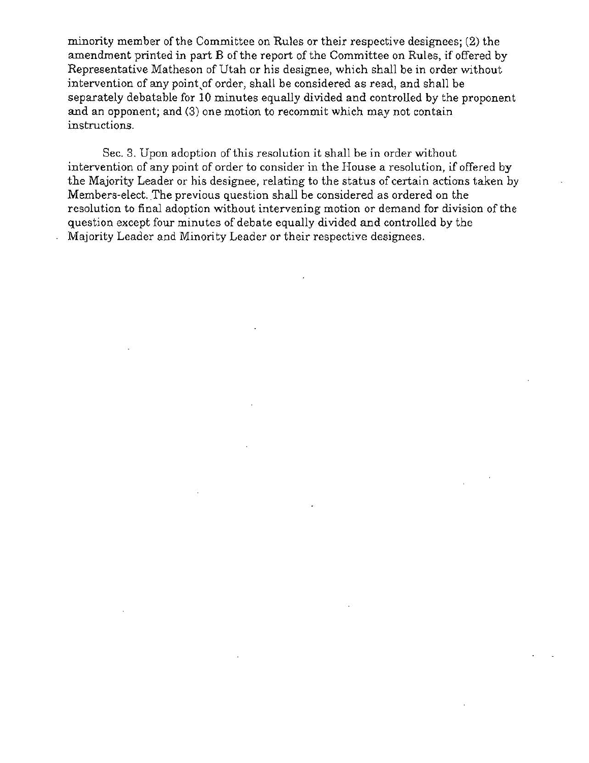minority member of the Committee on Rules or their respective designees; (2) the amendment printed in part B of the report of the Committee on Rules, if offered by Representative Matheson of Utah or his designee, which shall be in order without intervention of any point of order, shall be considered as read, and shall be separately debatable for 10 minutes equally divided and controlled by the proponent and an opponent; and (3) one motion to recommit which may not contain instructions.

Sec. 3. Upon adoption of this resolution it shall be in order without intervention of any point of order to consider in the House a resolution, if offered by the Majority Leader or his designee, relating to the status of certain actions taken by Members-elect. The previous question shall be considered as ordered on the resolution to final adoption without intervening motion or demand for division of the question except four minutes of debate equally divided and controlled by the Majority Leader and Minority Leader or their respective designees.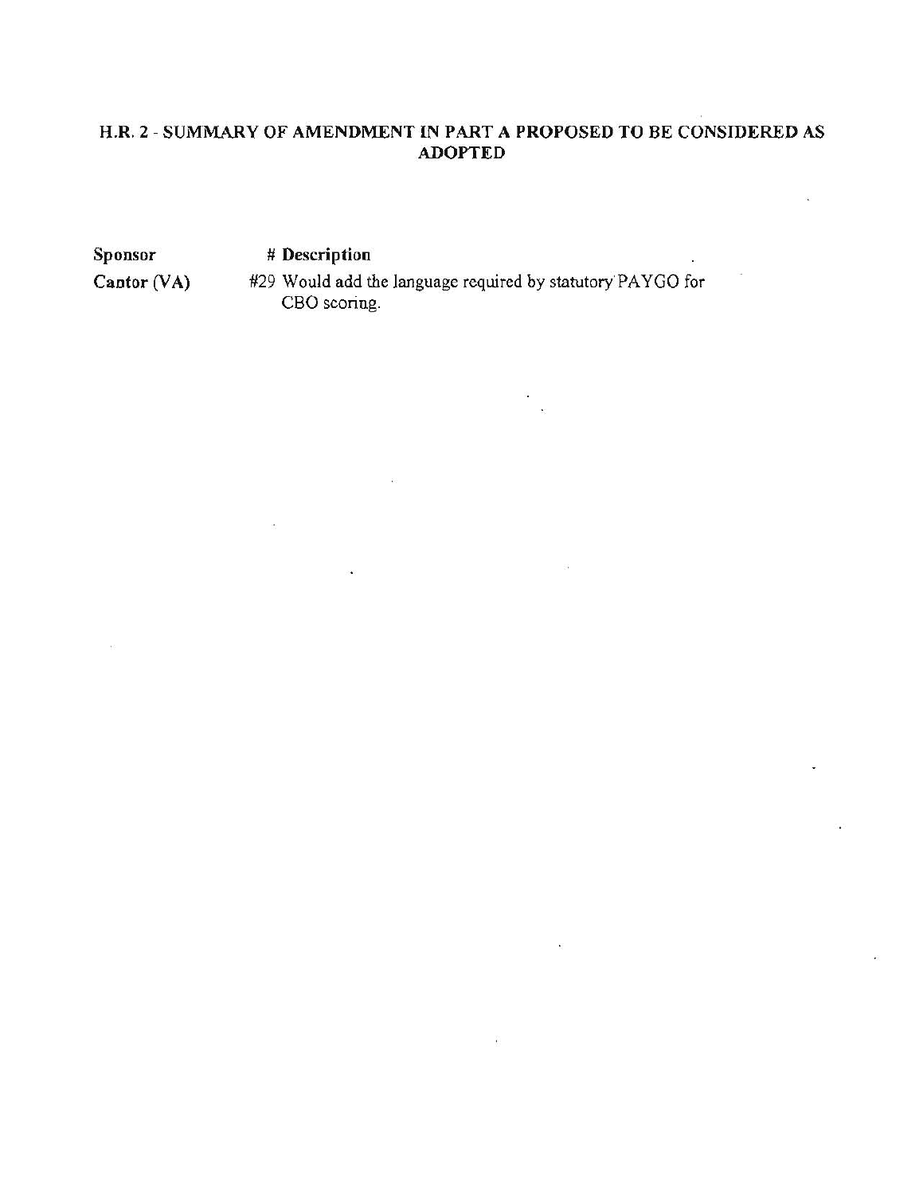## H.R. 2 - SUMMARY OF AMENDMENT IN PART A PROPOSED TO BE CONSIDERED AS ADOPTED

| Sponsor | # Description |
|---|---|
| Cantor (VA) | #29 Would add the language required by statutory PAYGO for CBO scoring. |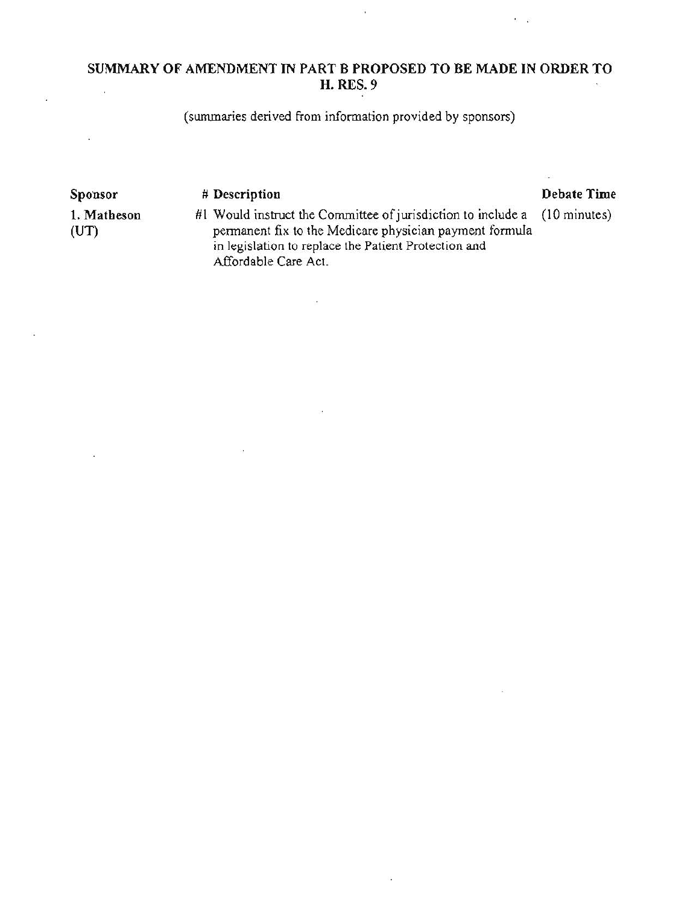## SUMMARY OF AMENDMENT IN PART B PROPOSED TO BE MADE IN ORDER TO H. RES. 9

(summaries derived from information provided by sponsors)

| Sponsor | # Description | Debate Time |
|---|---|---|
| 1. Matheson (UT) | #1 Would instruct the Committee of jurisdiction to include a permanent fix to the Medicare physician payment formula in legislation to replace the Patient Protection and Affordable Care Act. | (10 minutes) |